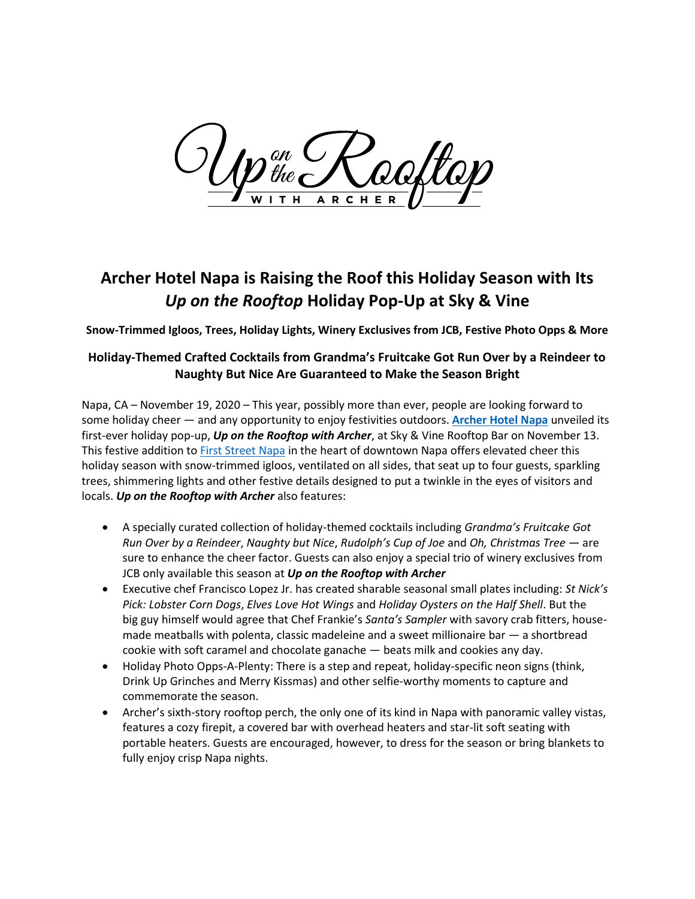Up on the Rooftop
WITH ARCHER

# Archer Hotel Napa is Raising the Roof this Holiday Season with Its *Up on the Rooftop* Holiday Pop-Up at Sky & Vine

**Snow-Trimmed Igloos, Trees, Holiday Lights, Winery Exclusives from JCB, Festive Photo Opps & More**

**Holiday-Themed Crafted Cocktails from Grandma's Fruitcake Got Run Over by a Reindeer to Naughty But Nice Are Guaranteed to Make the Season Bright**

Napa, CA – November 19, 2020 – This year, possibly more than ever, people are looking forward to some holiday cheer — and any opportunity to enjoy festivities outdoors. **Archer Hotel Napa** unveiled its first-ever holiday pop-up, ***Up on the Rooftop with Archer***, at Sky & Vine Rooftop Bar on November 13. This festive addition to First Street Napa in the heart of downtown Napa offers elevated cheer this holiday season with snow-trimmed igloos, ventilated on all sides, that seat up to four guests, sparkling trees, shimmering lights and other festive details designed to put a twinkle in the eyes of visitors and locals. ***Up on the Rooftop with Archer*** also features:

- A specially curated collection of holiday-themed cocktails including *Grandma's Fruitcake Got Run Over by a Reindeer*, *Naughty but Nice*, *Rudolph's Cup of Joe* and *Oh, Christmas Tree* — are sure to enhance the cheer factor. Guests can also enjoy a special trio of winery exclusives from JCB only available this season at ***Up on the Rooftop with Archer***
- Executive chef Francisco Lopez Jr. has created sharable seasonal small plates including: *St Nick's Pick: Lobster Corn Dogs*, *Elves Love Hot Wings* and *Holiday Oysters on the Half Shell*. But the big guy himself would agree that Chef Frankie's *Santa's Sampler* with savory crab fitters, house-made meatballs with polenta, classic madeleine and a sweet millionaire bar — a shortbread cookie with soft caramel and chocolate ganache — beats milk and cookies any day.
- Holiday Photo Opps-A-Plenty: There is a step and repeat, holiday-specific neon signs (think, Drink Up Grinches and Merry Kissmas) and other selfie-worthy moments to capture and commemorate the season.
- Archer's sixth-story rooftop perch, the only one of its kind in Napa with panoramic valley vistas, features a cozy firepit, a covered bar with overhead heaters and star-lit soft seating with portable heaters. Guests are encouraged, however, to dress for the season or bring blankets to fully enjoy crisp Napa nights.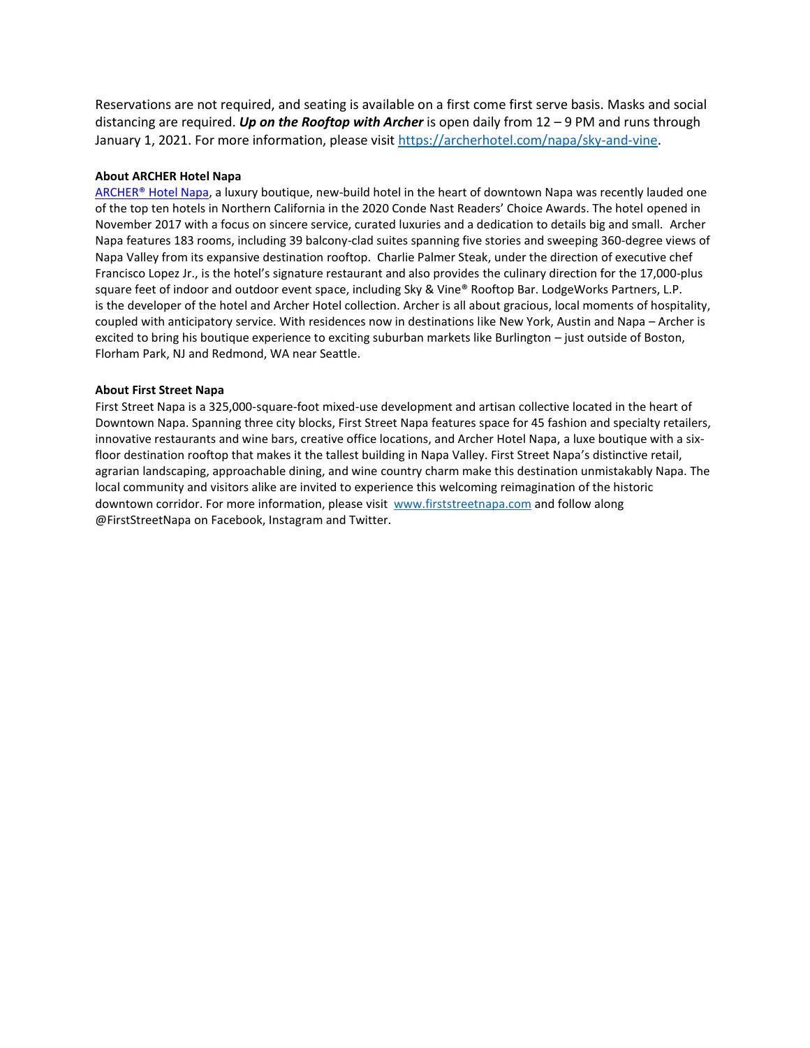Reservations are not required, and seating is available on a first come first serve basis. Masks and social distancing are required. ***Up on the Rooftop with Archer*** is open daily from 12 – 9 PM and runs through January 1, 2021. For more information, please visit [https://archerhotel.com/napa/sky-and-vine](https://archerhotel.com/napa/sky-and-vine).

**About ARCHER Hotel Napa**

ARCHER® Hotel Napa, a luxury boutique, new-build hotel in the heart of downtown Napa was recently lauded one of the top ten hotels in Northern California in the 2020 Conde Nast Readers' Choice Awards. The hotel opened in November 2017 with a focus on sincere service, curated luxuries and a dedication to details big and small. Archer Napa features 183 rooms, including 39 balcony-clad suites spanning five stories and sweeping 360-degree views of Napa Valley from its expansive destination rooftop. Charlie Palmer Steak, under the direction of executive chef Francisco Lopez Jr., is the hotel's signature restaurant and also provides the culinary direction for the 17,000-plus square feet of indoor and outdoor event space, including Sky & Vine® Rooftop Bar. LodgeWorks Partners, L.P. is the developer of the hotel and Archer Hotel collection. Archer is all about gracious, local moments of hospitality, coupled with anticipatory service. With residences now in destinations like New York, Austin and Napa – Archer is excited to bring his boutique experience to exciting suburban markets like Burlington – just outside of Boston, Florham Park, NJ and Redmond, WA near Seattle.

**About First Street Napa**

First Street Napa is a 325,000-square-foot mixed-use development and artisan collective located in the heart of Downtown Napa. Spanning three city blocks, First Street Napa features space for 45 fashion and specialty retailers, innovative restaurants and wine bars, creative office locations, and Archer Hotel Napa, a luxe boutique with a six-floor destination rooftop that makes it the tallest building in Napa Valley. First Street Napa's distinctive retail, agrarian landscaping, approachable dining, and wine country charm make this destination unmistakably Napa. The local community and visitors alike are invited to experience this welcoming reimagination of the historic downtown corridor. For more information, please visit [www.firststreetnapa.com](www.firststreetnapa.com) and follow along @FirstStreetNapa on Facebook, Instagram and Twitter.